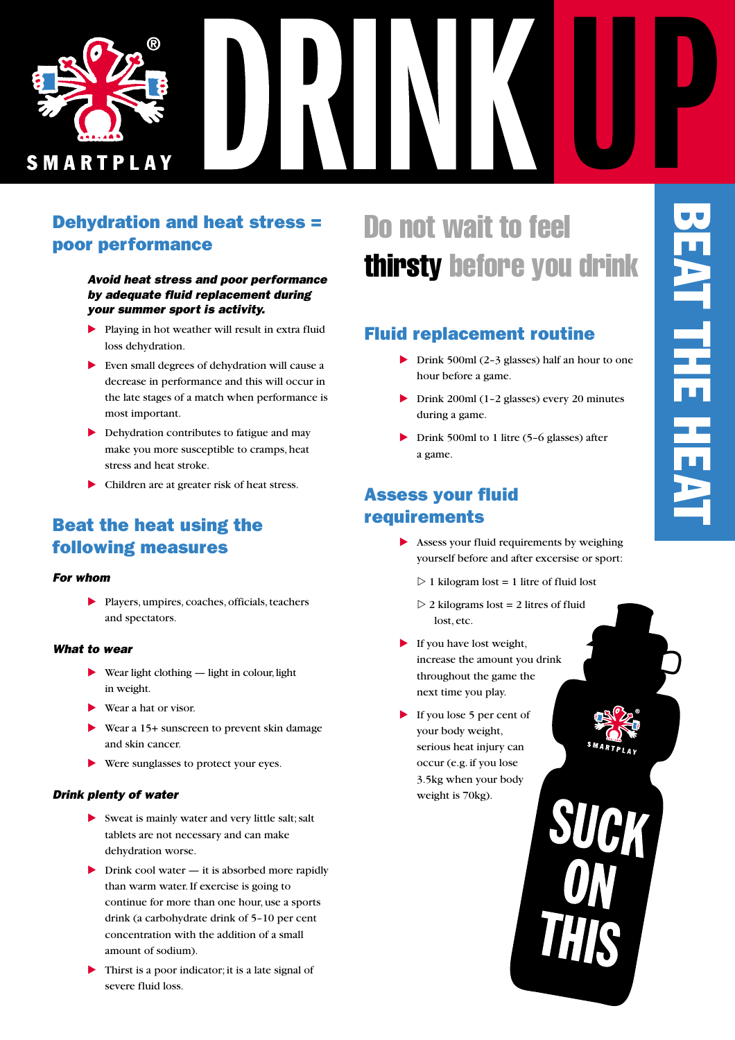# DRINK UP

SMARTPLAY

## BEAT THE HEAT

## Dehydration and heat stress = poor performance

***Avoid heat stress and poor performance by adequate fluid replacement during your summer sport is activity.***

- Playing in hot weather will result in extra fluid loss dehydration.
- Even small degrees of dehydration will cause a decrease in performance and this will occur in the late stages of a match when performance is most important.
- Dehydration contributes to fatigue and may make you more susceptible to cramps, heat stress and heat stroke.
- Children are at greater risk of heat stress.

## Beat the heat using the following measures

***For whom***

- Players, umpires, coaches, officials, teachers and spectators.

***What to wear***

- Wear light clothing — light in colour, light in weight.
- Wear a hat or visor.
- Wear a 15+ sunscreen to prevent skin damage and skin cancer.
- Were sunglasses to protect your eyes.

***Drink plenty of water***

- Sweat is mainly water and very little salt; salt tablets are not necessary and can make dehydration worse.
- Drink cool water — it is absorbed more rapidly than warm water. If exercise is going to continue for more than one hour, use a sports drink (a carbohydrate drink of 5–10 per cent concentration with the addition of a small amount of sodium).
- Thirst is a poor indicator; it is a late signal of severe fluid loss.

## Do not wait to feel **thirsty** before you drink

## Fluid replacement routine

- Drink 500ml (2–3 glasses) half an hour to one hour before a game.
- Drink 200ml (1–2 glasses) every 20 minutes during a game.
- Drink 500ml to 1 litre (5–6 glasses) after a game.

## Assess your fluid requirements

- Assess your fluid requirements by weighing yourself before and after excersise or sport:
  - 1 kilogram lost = 1 litre of fluid lost
  - 2 kilograms lost = 2 litres of fluid lost, etc.
- If you have lost weight, increase the amount you drink throughout the game the next time you play.
- If you lose 5 per cent of your body weight, serious heat injury can occur (e.g. if you lose 3.5kg when your body weight is 70kg).

SUCK ON THIS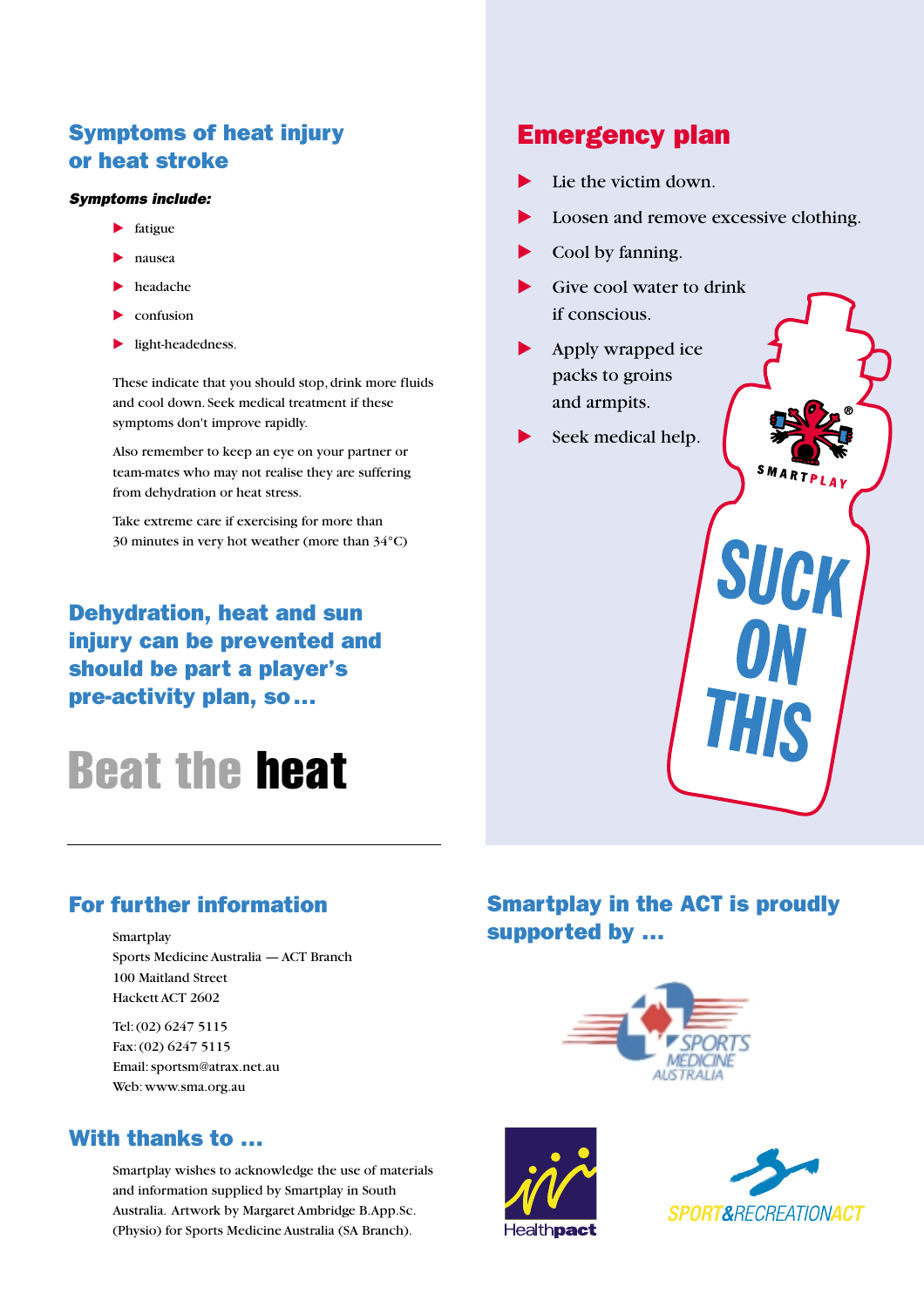## Symptoms of heat injury or heat stroke

***Symptoms include:***

- fatigue
- nausea
- headache
- confusion
- light-headedness.

These indicate that you should stop, drink more fluids and cool down. Seek medical treatment if these symptoms don't improve rapidly.

Also remember to keep an eye on your partner or team-mates who may not realise they are suffering from dehydration or heat stress.

Take extreme care if exercising for more than 30 minutes in very hot weather (more than 34°C)

## Dehydration, heat and sun injury can be prevented and should be part a player's pre-activity plan, so…

# Beat the heat

## Emergency plan

- Lie the victim down.
- Loosen and remove excessive clothing.
- Cool by fanning.
- Give cool water to drink if conscious.
- Apply wrapped ice packs to groins and armpits.
- Seek medical help.

SMARTPLAY®

SUCK ON THIS

## For further information

Smartplay
Sports Medicine Australia — ACT Branch
100 Maitland Street
Hackett ACT 2602

Tel: (02) 6247 5115
Fax: (02) 6247 5115
Email: sportsm@atrax.net.au
Web: www.sma.org.au

## With thanks to …

Smartplay wishes to acknowledge the use of materials and information supplied by Smartplay in South Australia. Artwork by Margaret Ambridge B.App.Sc. (Physio) for Sports Medicine Australia (SA Branch).

## Smartplay in the ACT is proudly supported by …

SPORTS MEDICINE AUSTRALIA

Healthpact

SPORT&RECREATIONACT